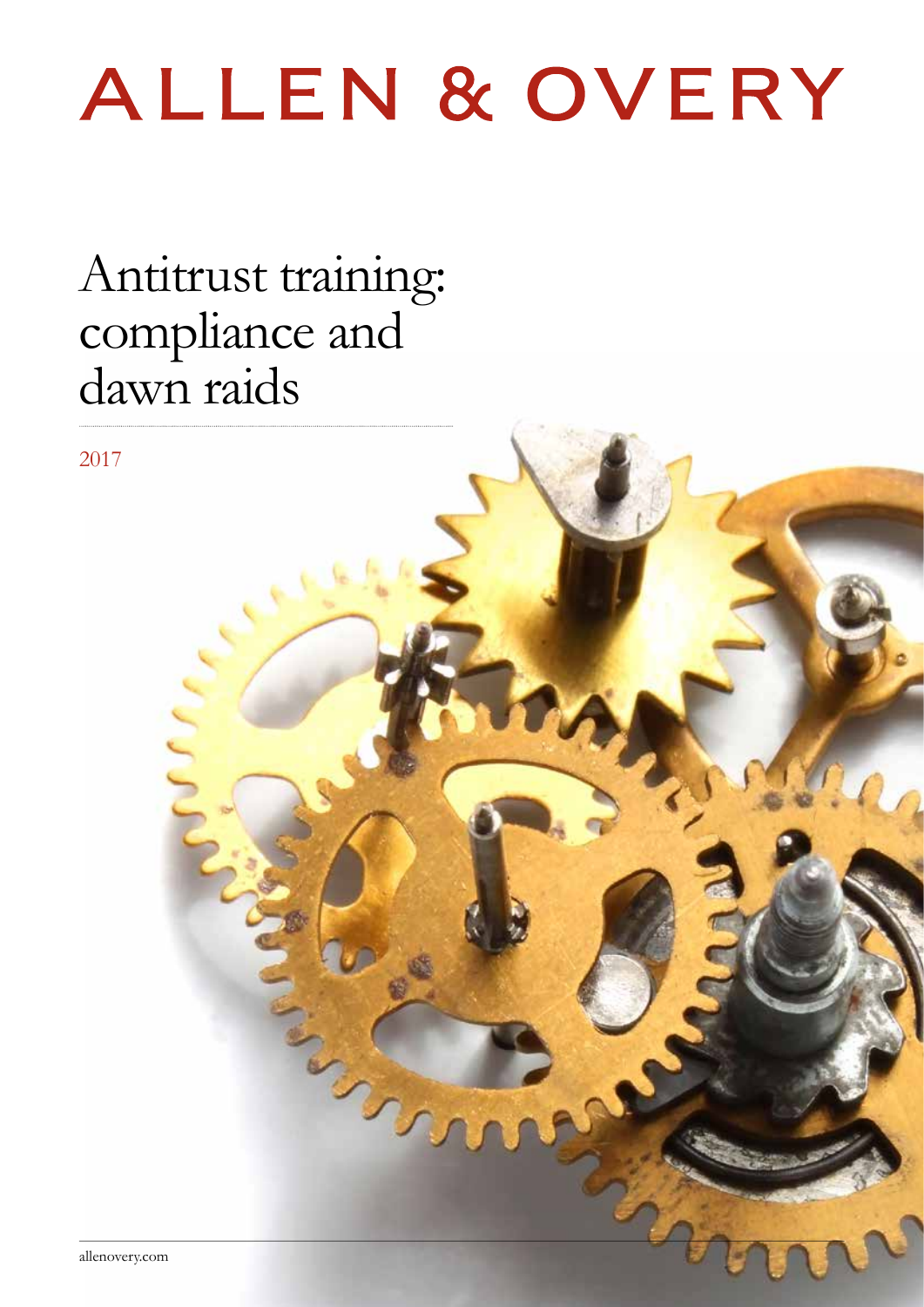# ALLEN & OVERY

## Antitrust training: compliance and dawn raids

2017

allenovery.com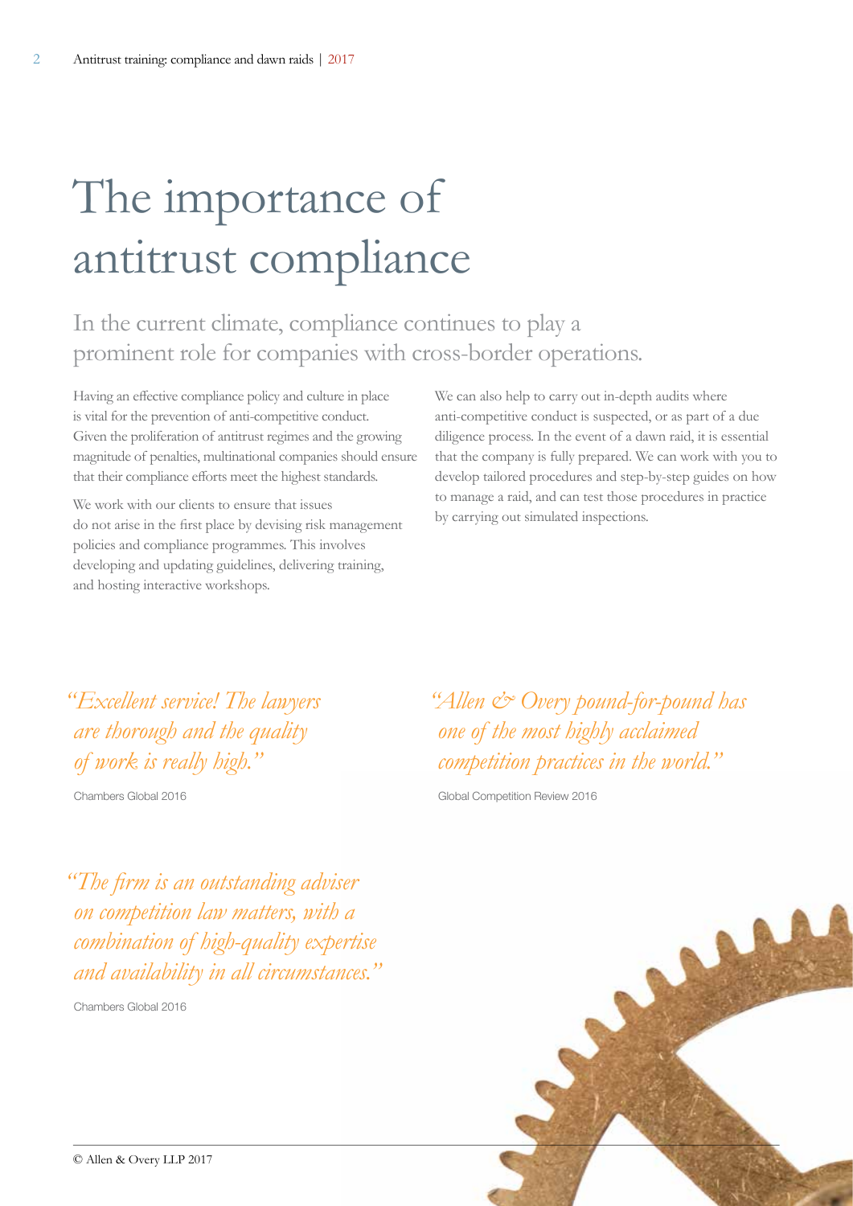# The importance of antitrust compliance

## In the current climate, compliance continues to play a prominent role for companies with cross-border operations.

Having an effective compliance policy and culture in place is vital for the prevention of anti-competitive conduct. Given the proliferation of antitrust regimes and the growing magnitude of penalties, multinational companies should ensure that their compliance efforts meet the highest standards.

We work with our clients to ensure that issues do not arise in the first place by devising risk management policies and compliance programmes. This involves developing and updating guidelines, delivering training, and hosting interactive workshops.

We can also help to carry out in-depth audits where anti-competitive conduct is suspected, or as part of a due diligence process. In the event of a dawn raid, it is essential that the company is fully prepared. We can work with you to develop tailored procedures and step-by-step guides on how to manage a raid, and can test those procedures in practice by carrying out simulated inspections.

*"Excellent service! The lawyers are thorough and the quality of work is really high."*

Chambers Global 2016

*"Allen & Overy pound-for-pound has one of the most highly acclaimed competition practices in the world."*

Global Competition Review 2016

*"The firm is an outstanding adviser on competition law matters, with a combination of high-quality expertise and availability in all circumstances."*

Chambers Global 2016

© Allen & Overy LLP 2017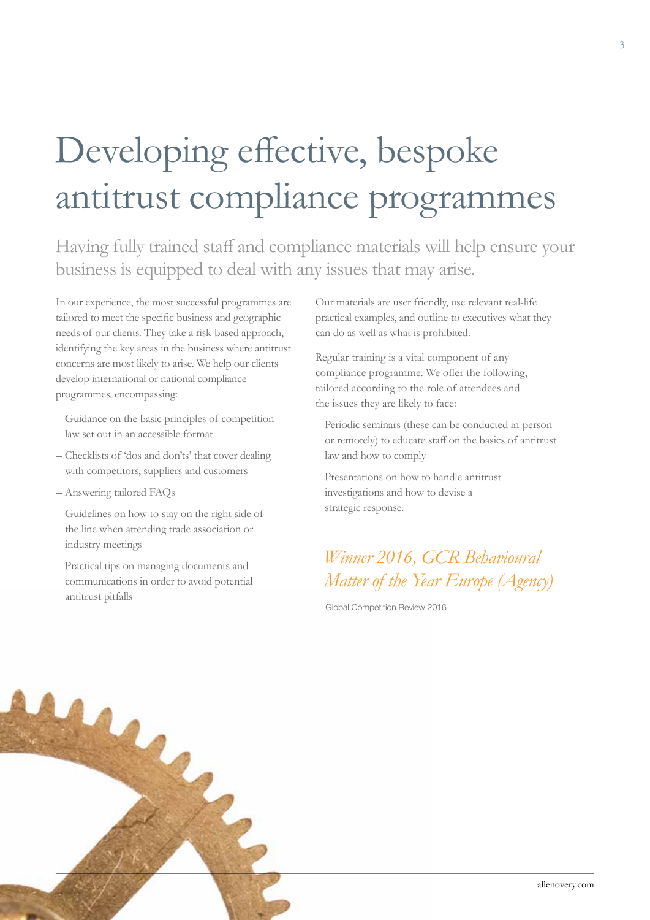# Developing effective, bespoke antitrust compliance programmes

## Having fully trained staff and compliance materials will help ensure your business is equipped to deal with any issues that may arise.

In our experience, the most successful programmes are tailored to meet the specific business and geographic needs of our clients. They take a risk-based approach, identifying the key areas in the business where antitrust concerns are most likely to arise. We help our clients develop international or national compliance programmes, encompassing:

- Guidance on the basic principles of competition law set out in an accessible format
- Checklists of 'dos and don'ts' that cover dealing with competitors, suppliers and customers
- Answering tailored FAQs
- Guidelines on how to stay on the right side of the line when attending trade association or industry meetings
- Practical tips on managing documents and communications in order to avoid potential antitrust pitfalls

Our materials are user friendly, use relevant real-life practical examples, and outline to executives what they can do as well as what is prohibited.

Regular training is a vital component of any compliance programme. We offer the following, tailored according to the role of attendees and the issues they are likely to face:

- Periodic seminars (these can be conducted in-person or remotely) to educate staff on the basics of antitrust law and how to comply
- Presentations on how to handle antitrust investigations and how to devise a strategic response.

*Winner 2016, GCR Behavioural Matter of the Year Europe (Agency)*

Global Competition Review 2016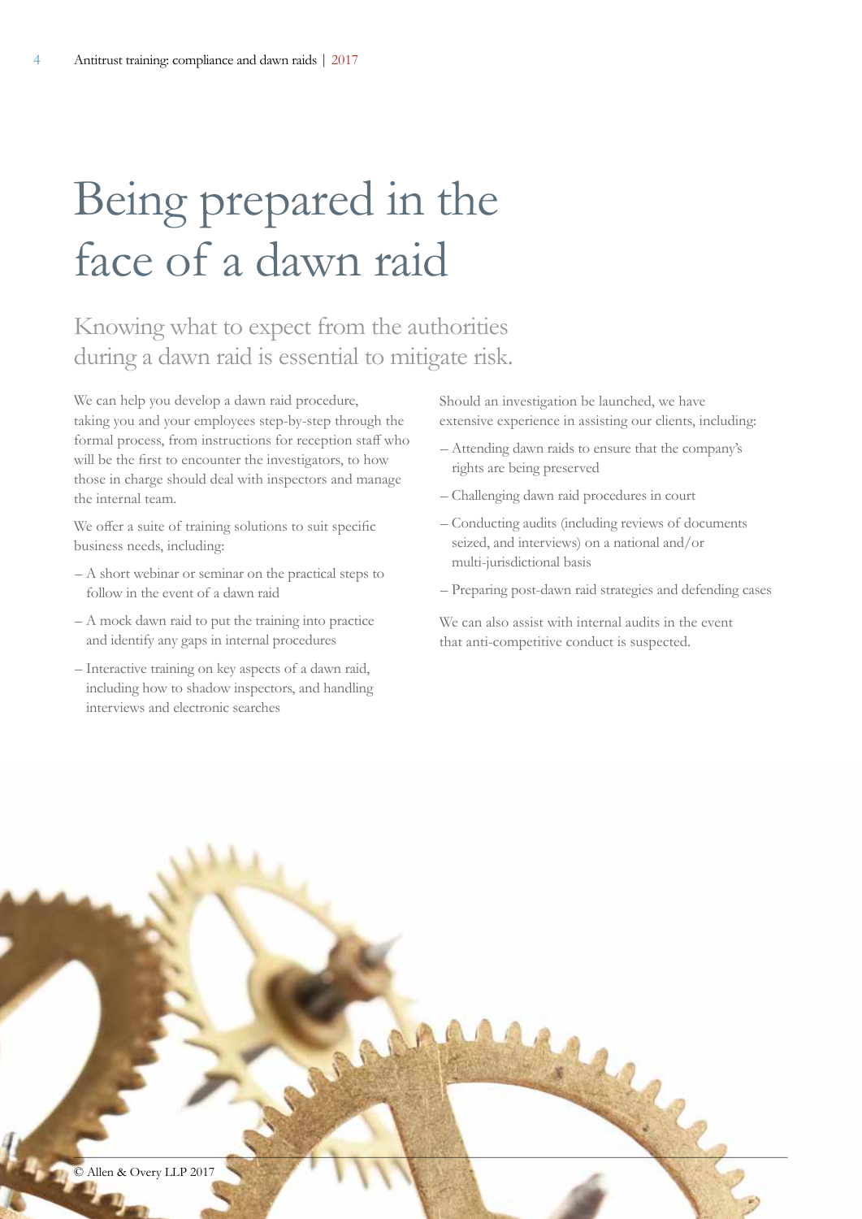# Being prepared in the face of a dawn raid

## Knowing what to expect from the authorities during a dawn raid is essential to mitigate risk.

We can help you develop a dawn raid procedure, taking you and your employees step-by-step through the formal process, from instructions for reception staff who will be the first to encounter the investigators, to how those in charge should deal with inspectors and manage the internal team.

We offer a suite of training solutions to suit specific business needs, including:

- A short webinar or seminar on the practical steps to follow in the event of a dawn raid
- A mock dawn raid to put the training into practice and identify any gaps in internal procedures
- Interactive training on key aspects of a dawn raid, including how to shadow inspectors, and handling interviews and electronic searches

Should an investigation be launched, we have extensive experience in assisting our clients, including:

- Attending dawn raids to ensure that the company's rights are being preserved
- Challenging dawn raid procedures in court
- Conducting audits (including reviews of documents seized, and interviews) on a national and/or multi-jurisdictional basis
- Preparing post-dawn raid strategies and defending cases

We can also assist with internal audits in the event that anti-competitive conduct is suspected.

© Allen & Overy LLP 2017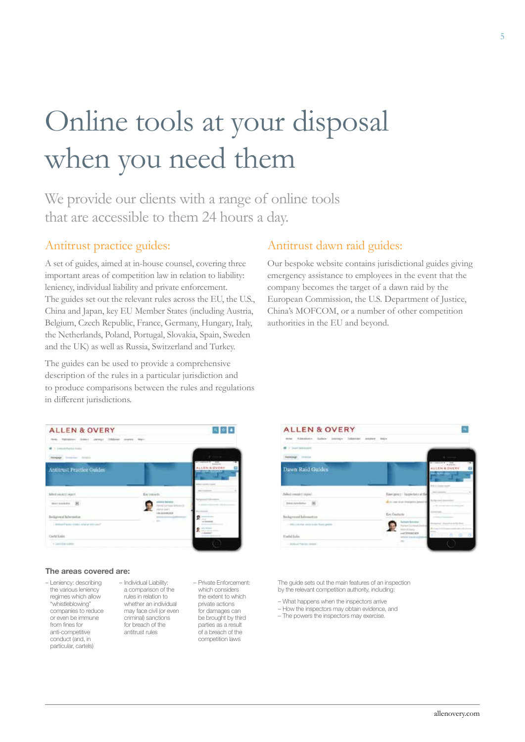# Online tools at your disposal when you need them

We provide our clients with a range of online tools that are accessible to them 24 hours a day.

## Antitrust practice guides:

A set of guides, aimed at in-house counsel, covering three important areas of competition law in relation to liability: leniency, individual liability and private enforcement. The guides set out the relevant rules across the EU, the U.S., China and Japan, key EU Member States (including Austria, Belgium, Czech Republic, France, Germany, Hungary, Italy, the Netherlands, Poland, Portugal, Slovakia, Spain, Sweden and the UK) as well as Russia, Switzerland and Turkey.

The guides can be used to provide a comprehensive description of the rules in a particular jurisdiction and to produce comparisons between the rules and regulations in different jurisdictions.

**The areas covered are:**

- Leniency: describing the various leniency regimes which allow "whistleblowing" companies to reduce or even be immune from fines for anti-competitive conduct (and, in particular, cartels)
- Individual Liability: a comparison of the rules in relation to whether an individual may face civil (or even criminal) sanctions for breach of the antitrust rules
- Private Enforcement: which considers the extent to which private actions for damages can be brought by third parties as a result of a breach of the competition laws

## Antitrust dawn raid guides:

Our bespoke website contains jurisdictional guides giving emergency assistance to employees in the event that the company becomes the target of a dawn raid by the European Commission, the U.S. Department of Justice, China's MOFCOM, or a number of other competition authorities in the EU and beyond.

The guide sets out the main features of an inspection by the relevant competition authority, including:

- What happens when the inspectors arrive
- How the inspectors may obtain evidence, and
- The powers the inspectors may exercise.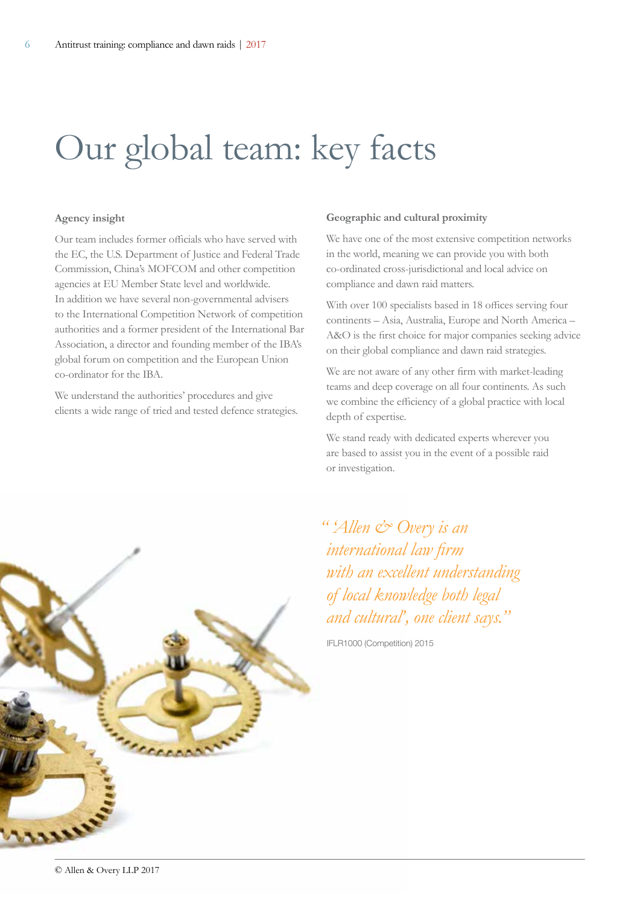# Our global team: key facts

### Agency insight

Our team includes former officials who have served with the EC, the U.S. Department of Justice and Federal Trade Commission, China's MOFCOM and other competition agencies at EU Member State level and worldwide. In addition we have several non-governmental advisers to the International Competition Network of competition authorities and a former president of the International Bar Association, a director and founding member of the IBA's global forum on competition and the European Union co-ordinator for the IBA.

We understand the authorities' procedures and give clients a wide range of tried and tested defence strategies.

### Geographic and cultural proximity

We have one of the most extensive competition networks in the world, meaning we can provide you with both co-ordinated cross-jurisdictional and local advice on compliance and dawn raid matters.

With over 100 specialists based in 18 offices serving four continents – Asia, Australia, Europe and North America – A&O is the first choice for major companies seeking advice on their global compliance and dawn raid strategies.

We are not aware of any other firm with market-leading teams and deep coverage on all four continents. As such we combine the efficiency of a global practice with local depth of expertise.

We stand ready with dedicated experts wherever you are based to assist you in the event of a possible raid or investigation.

*"'Allen & Overy is an international law firm with an excellent understanding of local knowledge both legal and cultural', one client says."*

IFLR1000 (Competition) 2015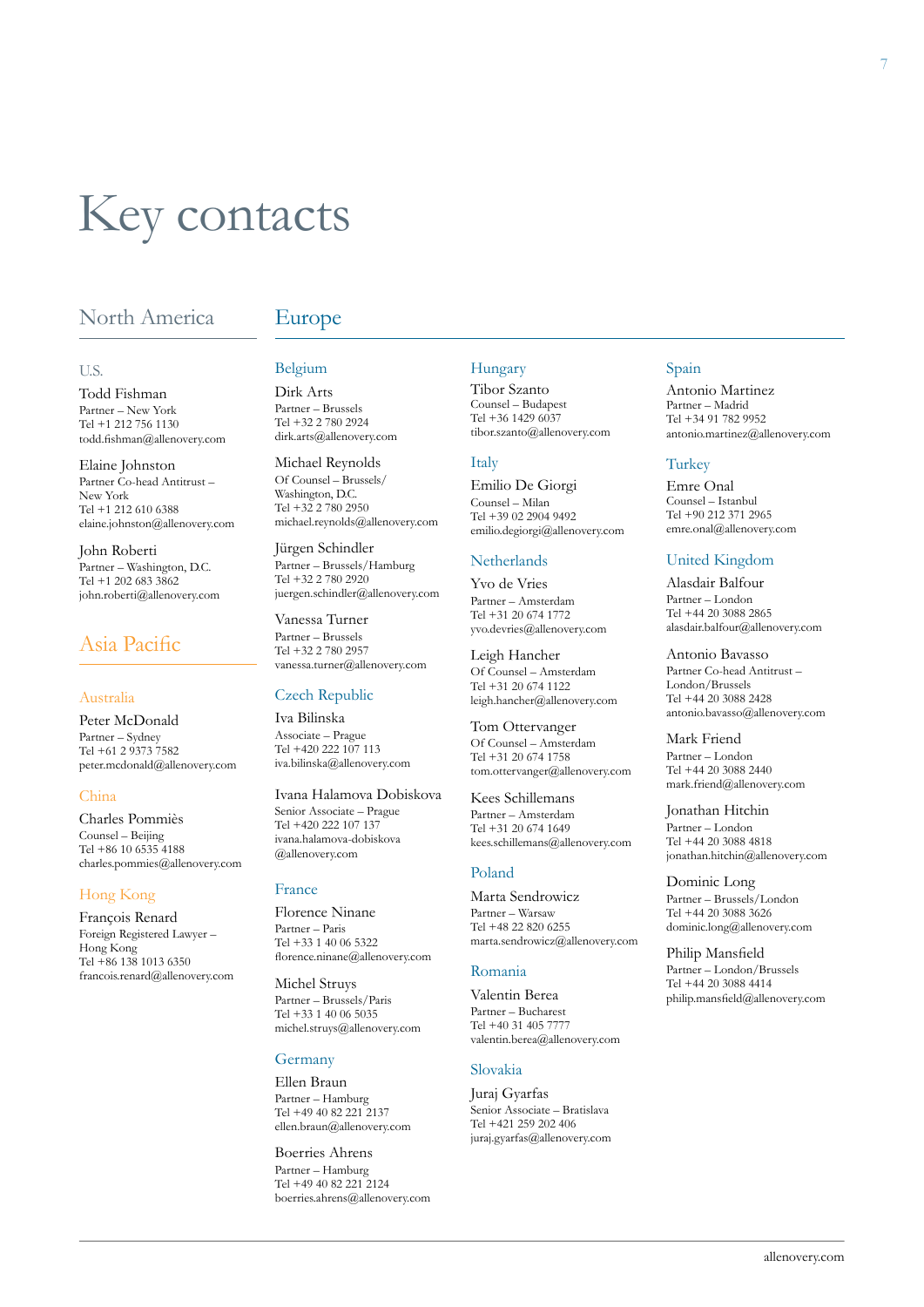# Key contacts

## North America

### U.S.

Todd Fishman
Partner – New York
Tel +1 212 756 1130
todd.fishman@allenovery.com

Elaine Johnston
Partner Co-head Antitrust – New York
Tel +1 212 610 6388
elaine.johnston@allenovery.com

John Roberti
Partner – Washington, D.C.
Tel +1 202 683 3862
john.roberti@allenovery.com

## Asia Pacific

### Australia

Peter McDonald
Partner – Sydney
Tel +61 2 9373 7582
peter.mcdonald@allenovery.com

### China

Charles Pommiès
Counsel – Beijing
Tel +86 10 6535 4188
charles.pommies@allenovery.com

### Hong Kong

François Renard
Foreign Registered Lawyer – Hong Kong
Tel +86 138 1013 6350
francois.renard@allenovery.com

## Europe

### Belgium

Dirk Arts
Partner – Brussels
Tel +32 2 780 2924
dirk.arts@allenovery.com

Michael Reynolds
Of Counsel – Brussels/ Washington, D.C.
Tel +32 2 780 2950
michael.reynolds@allenovery.com

Jürgen Schindler
Partner – Brussels/Hamburg
Tel +32 2 780 2920
juergen.schindler@allenovery.com

Vanessa Turner
Partner – Brussels
Tel +32 2 780 2957
vanessa.turner@allenovery.com

### Czech Republic

Iva Bilinska
Associate – Prague
Tel +420 222 107 113
iva.bilinska@allenovery.com

Ivana Halamova Dobiskova
Senior Associate – Prague
Tel +420 222 107 137
ivana.halamova-dobiskova@allenovery.com

### France

Florence Ninane
Partner – Paris
Tel +33 1 40 06 5322
florence.ninane@allenovery.com

Michel Struys
Partner – Brussels/Paris
Tel +33 1 40 06 5035
michel.struys@allenovery.com

### Germany

Ellen Braun
Partner – Hamburg
Tel +49 40 82 221 2137
ellen.braun@allenovery.com

Boerries Ahrens
Partner – Hamburg
Tel +49 40 82 221 2124
boerries.ahrens@allenovery.com

### Hungary

Tibor Szanto
Counsel – Budapest
Tel +36 1429 6037
tibor.szanto@allenovery.com

### Italy

Emilio De Giorgi
Counsel – Milan
Tel +39 02 2904 9492
emilio.degiorgi@allenovery.com

### Netherlands

Yvo de Vries
Partner – Amsterdam
Tel +31 20 674 1772
yvo.devries@allenovery.com

Leigh Hancher
Of Counsel – Amsterdam
Tel +31 20 674 1122
leigh.hancher@allenovery.com

Tom Ottervanger
Of Counsel – Amsterdam
Tel +31 20 674 1758
tom.ottervanger@allenovery.com

Kees Schillemans
Partner – Amsterdam
Tel +31 20 674 1649
kees.schillemans@allenovery.com

### Poland

Marta Sendrowicz
Partner – Warsaw
Tel +48 22 820 6255
marta.sendrowicz@allenovery.com

### Romania

Valentin Berea
Partner – Bucharest
Tel +40 31 405 7777
valentin.berea@allenovery.com

### Slovakia

Juraj Gyarfas
Senior Associate – Bratislava
Tel +421 259 202 406
juraj.gyarfas@allenovery.com

### Spain

Antonio Martinez
Partner – Madrid
Tel +34 91 782 9952
antonio.martinez@allenovery.com

### Turkey

Emre Onal
Counsel – Istanbul
Tel +90 212 371 2965
emre.onal@allenovery.com

### United Kingdom

Alasdair Balfour
Partner – London
Tel +44 20 3088 2865
alasdair.balfour@allenovery.com

Antonio Bavasso
Partner Co-head Antitrust – London/Brussels
Tel +44 20 3088 2428
antonio.bavasso@allenovery.com

Mark Friend
Partner – London
Tel +44 20 3088 2440
mark.friend@allenovery.com

Jonathan Hitchin
Partner – London
Tel +44 20 3088 4818
jonathan.hitchin@allenovery.com

Dominic Long
Partner – Brussels/London
Tel +44 20 3088 3626
dominic.long@allenovery.com

Philip Mansfield
Partner – London/Brussels
Tel +44 20 3088 4414
philip.mansfield@allenovery.com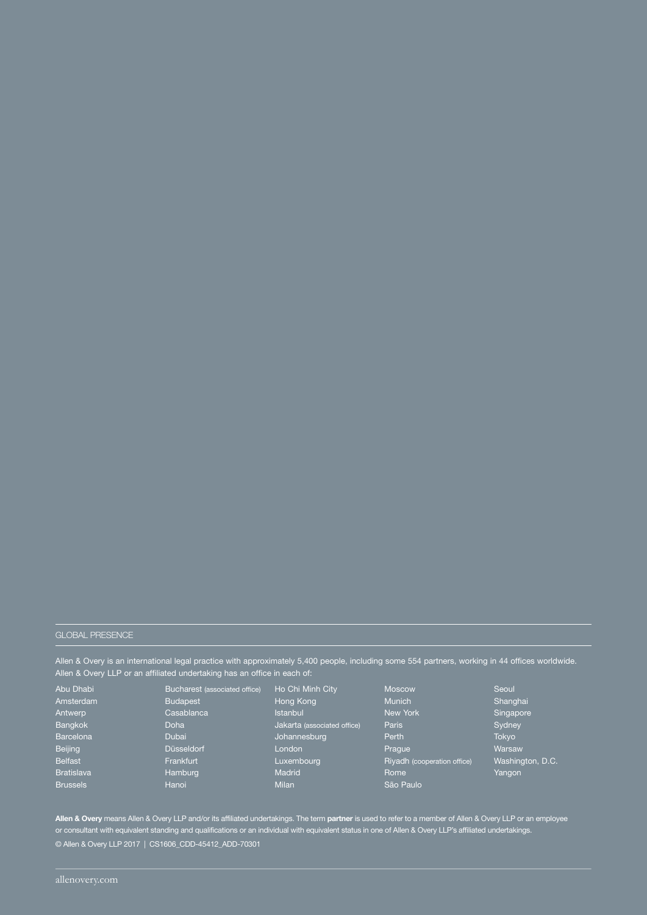## GLOBAL PRESENCE

Allen & Overy is an international legal practice with approximately 5,400 people, including some 554 partners, working in 44 offices worldwide. Allen & Overy LLP or an affiliated undertaking has an office in each of:

Abu Dhabi
Amsterdam
Antwerp
Bangkok
Barcelona
Beijing
Belfast
Bratislava
Brussels
Bucharest (associated office)
Budapest
Casablanca
Doha
Dubai
Düsseldorf
Frankfurt
Hamburg
Hanoi
Ho Chi Minh City
Hong Kong
Istanbul
Jakarta (associated office)
Johannesburg
London
Luxembourg
Madrid
Milan
Moscow
Munich
New York
Paris
Perth
Prague
Riyadh (cooperation office)
Rome
São Paulo
Seoul
Shanghai
Singapore
Sydney
Tokyo
Warsaw
Washington, D.C.
Yangon

**Allen & Overy** means Allen & Overy LLP and/or its affiliated undertakings. The term **partner** is used to refer to a member of Allen & Overy LLP or an employee or consultant with equivalent standing and qualifications or an individual with equivalent status in one of Allen & Overy LLP's affiliated undertakings.

© Allen & Overy LLP 2017 | CS1606_CDD-45412_ADD-70301

allenovery.com